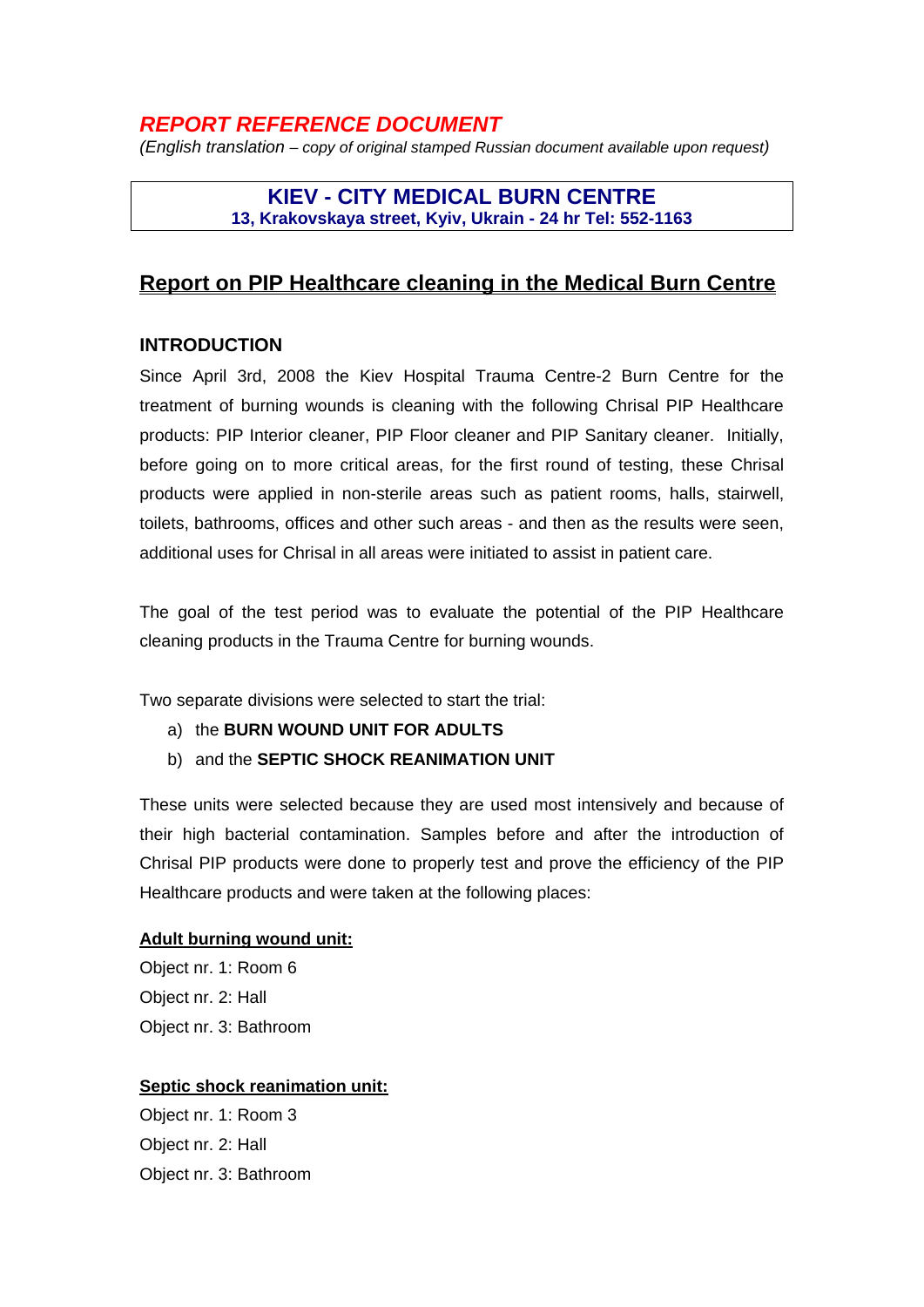## *REPORT REFERENCE DOCUMENT*

*(English translation – copy of original stamped Russian document available upon request)*

**KIEV - CITY MEDICAL BURN CENTRE**
**13, Krakovskaya street, Kyiv, Ukrain - 24 hr Tel: 552-1163**

# Report on PIP Healthcare cleaning in the Medical Burn Centre

## INTRODUCTION

Since April 3rd, 2008 the Kiev Hospital Trauma Centre-2 Burn Centre for the treatment of burning wounds is cleaning with the following Chrisal PIP Healthcare products: PIP Interior cleaner, PIP Floor cleaner and PIP Sanitary cleaner. Initially, before going on to more critical areas, for the first round of testing, these Chrisal products were applied in non-sterile areas such as patient rooms, halls, stairwell, toilets, bathrooms, offices and other such areas - and then as the results were seen, additional uses for Chrisal in all areas were initiated to assist in patient care.

The goal of the test period was to evaluate the potential of the PIP Healthcare cleaning products in the Trauma Centre for burning wounds.

Two separate divisions were selected to start the trial:

a) the **BURN WOUND UNIT FOR ADULTS**
b) and the **SEPTIC SHOCK REANIMATION UNIT**

These units were selected because they are used most intensively and because of their high bacterial contamination. Samples before and after the introduction of Chrisal PIP products were done to properly test and prove the efficiency of the PIP Healthcare products and were taken at the following places:

**Adult burning wound unit:**

Object nr. 1: Room 6
Object nr. 2: Hall
Object nr. 3: Bathroom

**Septic shock reanimation unit:**

Object nr. 1: Room 3
Object nr. 2: Hall
Object nr. 3: Bathroom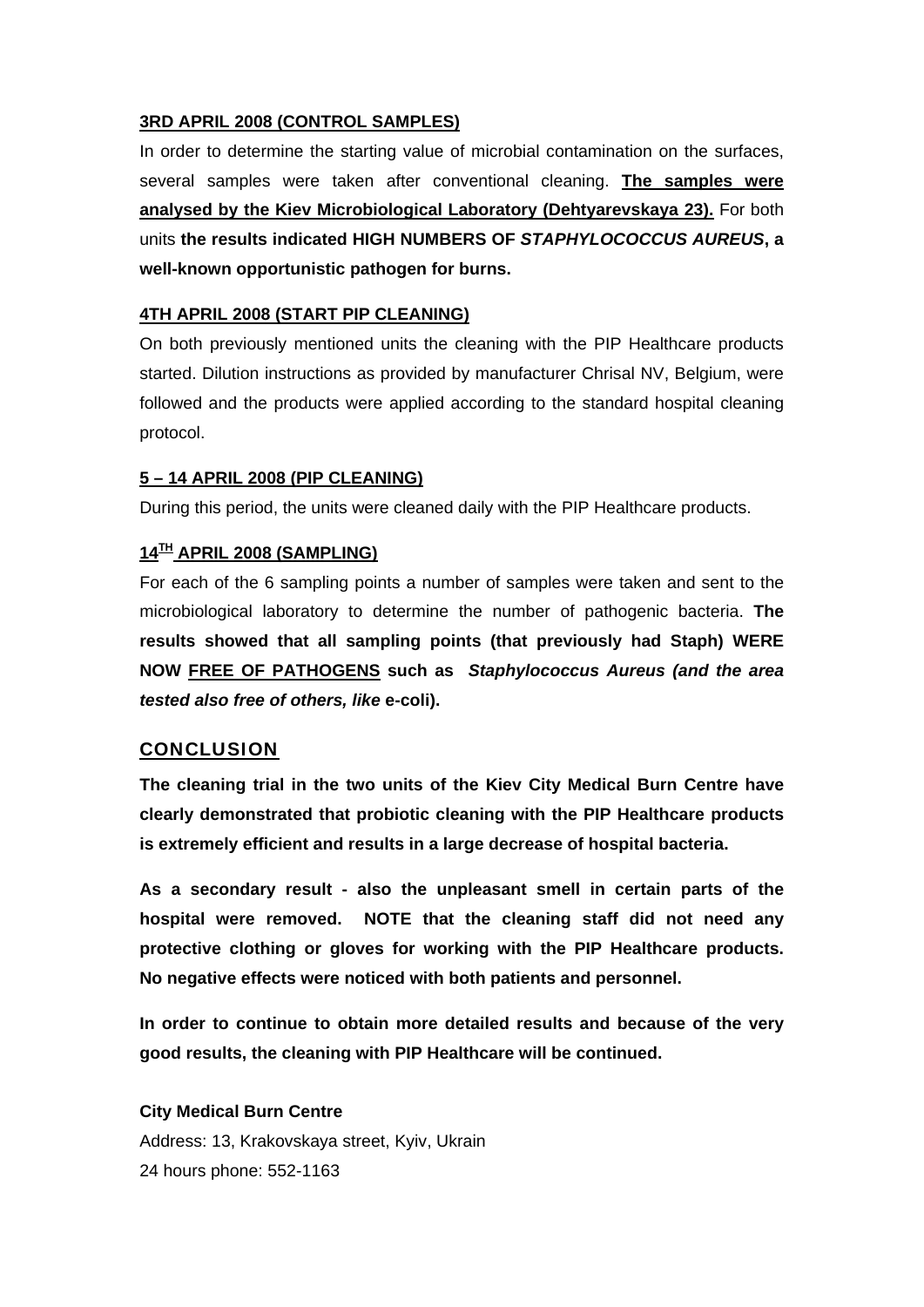**3RD APRIL 2008 (CONTROL SAMPLES)**

In order to determine the starting value of microbial contamination on the surfaces, several samples were taken after conventional cleaning. **The samples were analysed by the Kiev Microbiological Laboratory (Dehtyarevskaya 23).** For both units **the results indicated HIGH NUMBERS OF *STAPHYLOCOCCUS AUREUS*, a well-known opportunistic pathogen for burns.**

**4TH APRIL 2008 (START PIP CLEANING)**

On both previously mentioned units the cleaning with the PIP Healthcare products started. Dilution instructions as provided by manufacturer Chrisal NV, Belgium, were followed and the products were applied according to the standard hospital cleaning protocol.

**5 – 14 APRIL 2008 (PIP CLEANING)**

During this period, the units were cleaned daily with the PIP Healthcare products.

**14TH APRIL 2008 (SAMPLING)**

For each of the 6 sampling points a number of samples were taken and sent to the microbiological laboratory to determine the number of pathogenic bacteria. **The results showed that all sampling points (that previously had Staph) WERE NOW FREE OF PATHOGENS such as *Staphylococcus Aureus (and the area tested also free of others, like* e-coli).**

## CONCLUSION

**The cleaning trial in the two units of the Kiev City Medical Burn Centre have clearly demonstrated that probiotic cleaning with the PIP Healthcare products is extremely efficient and results in a large decrease of hospital bacteria.**

**As a secondary result - also the unpleasant smell in certain parts of the hospital were removed. NOTE that the cleaning staff did not need any protective clothing or gloves for working with the PIP Healthcare products. No negative effects were noticed with both patients and personnel.**

**In order to continue to obtain more detailed results and because of the very good results, the cleaning with PIP Healthcare will be continued.**

**City Medical Burn Centre**
Address: 13, Krakovskaya street, Kyiv, Ukrain
24 hours phone: 552-1163